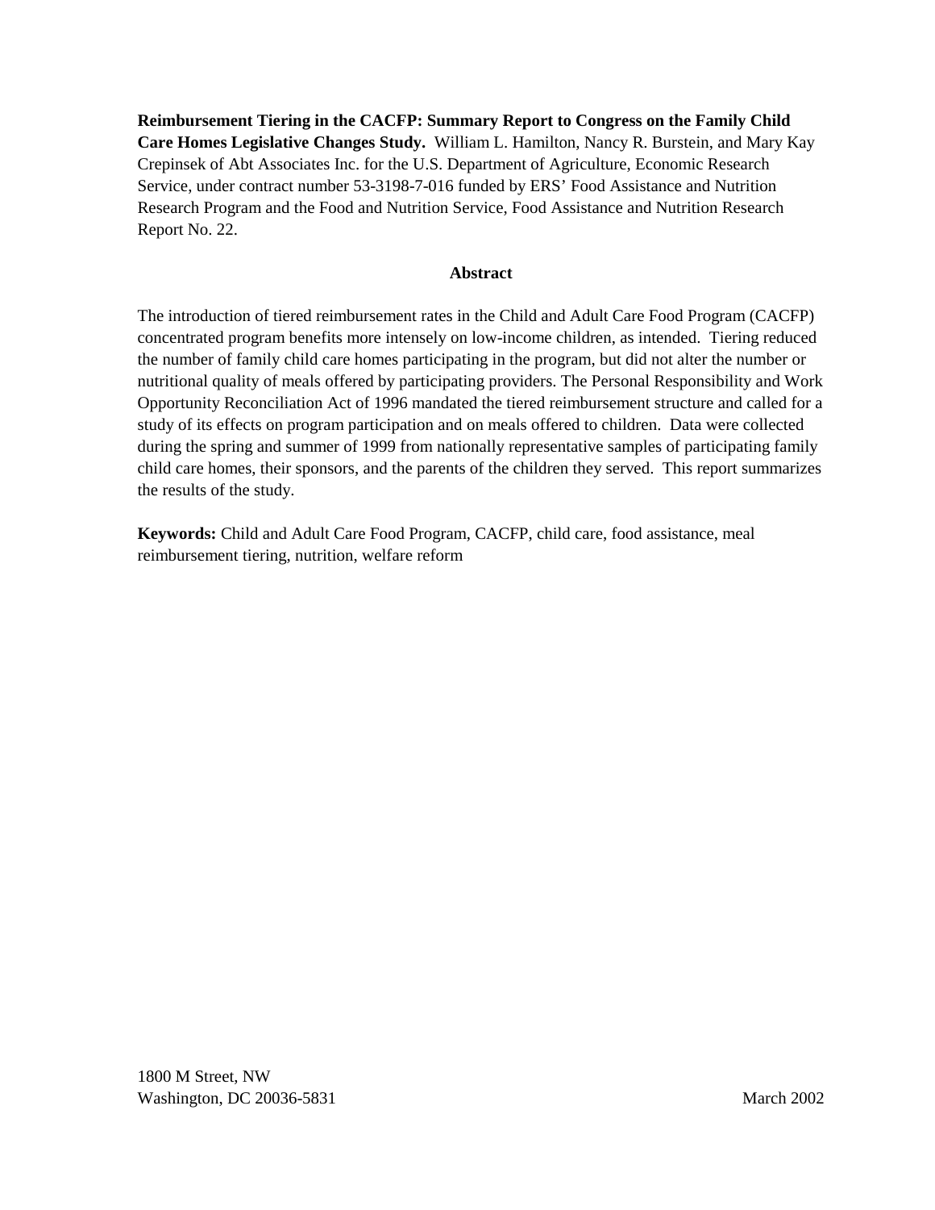**Reimbursement Tiering in the CACFP: Summary Report to Congress on the Family Child Care Homes Legislative Changes Study.** William L. Hamilton, Nancy R. Burstein, and Mary Kay Crepinsek of Abt Associates Inc. for the U.S. Department of Agriculture, Economic Research Service, under contract number 53-3198-7-016 funded by ERS' Food Assistance and Nutrition Research Program and the Food and Nutrition Service, Food Assistance and Nutrition Research Report No. 22.

## Abstract

The introduction of tiered reimbursement rates in the Child and Adult Care Food Program (CACFP) concentrated program benefits more intensely on low-income children, as intended. Tiering reduced the number of family child care homes participating in the program, but did not alter the number or nutritional quality of meals offered by participating providers. The Personal Responsibility and Work Opportunity Reconciliation Act of 1996 mandated the tiered reimbursement structure and called for a study of its effects on program participation and on meals offered to children. Data were collected during the spring and summer of 1999 from nationally representative samples of participating family child care homes, their sponsors, and the parents of the children they served. This report summarizes the results of the study.

**Keywords:** Child and Adult Care Food Program, CACFP, child care, food assistance, meal reimbursement tiering, nutrition, welfare reform

1800 M Street, NW
Washington, DC 20036-5831

March 2002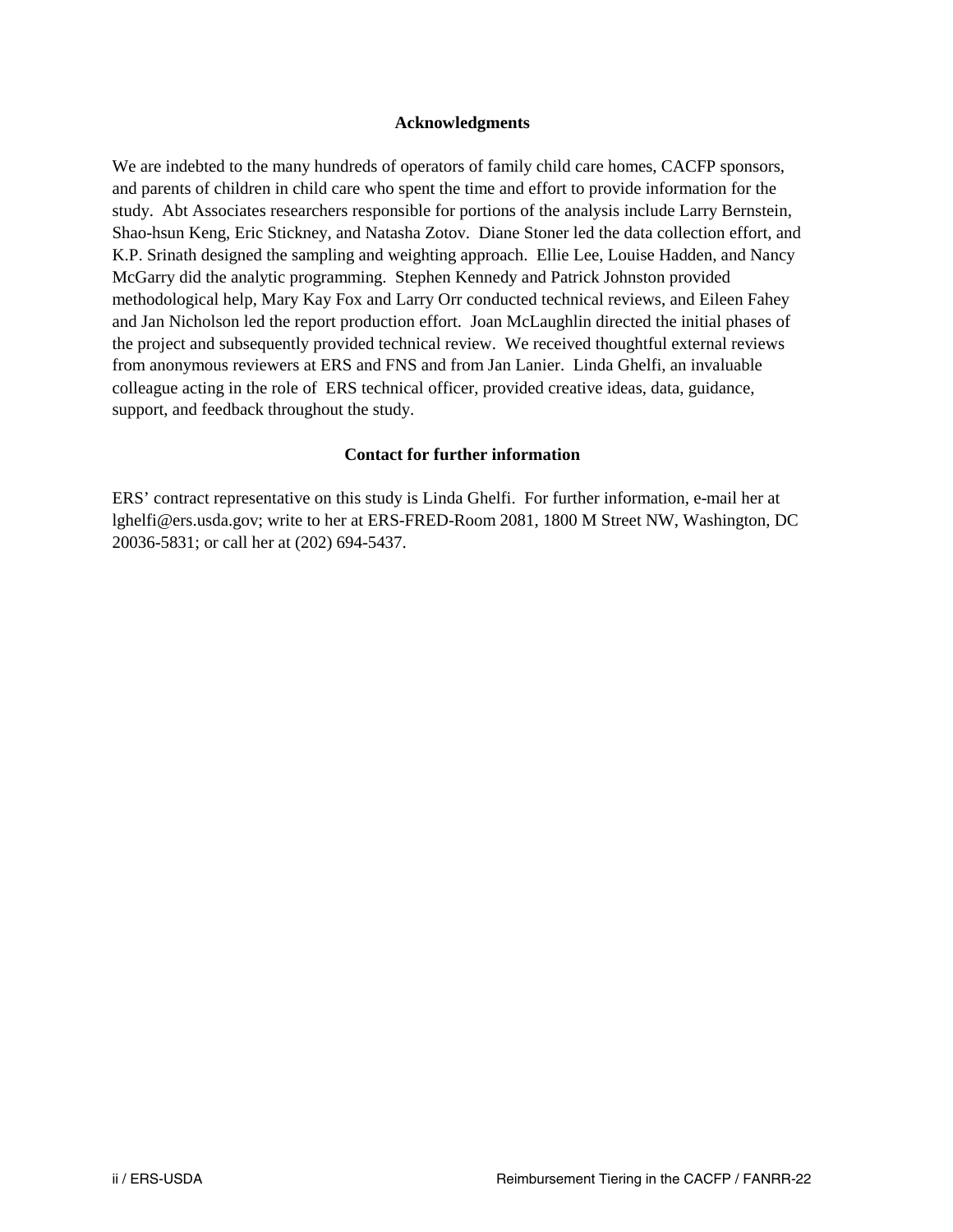## Acknowledgments

We are indebted to the many hundreds of operators of family child care homes, CACFP sponsors, and parents of children in child care who spent the time and effort to provide information for the study. Abt Associates researchers responsible for portions of the analysis include Larry Bernstein, Shao-hsun Keng, Eric Stickney, and Natasha Zotov. Diane Stoner led the data collection effort, and K.P. Srinath designed the sampling and weighting approach. Ellie Lee, Louise Hadden, and Nancy McGarry did the analytic programming. Stephen Kennedy and Patrick Johnston provided methodological help, Mary Kay Fox and Larry Orr conducted technical reviews, and Eileen Fahey and Jan Nicholson led the report production effort. Joan McLaughlin directed the initial phases of the project and subsequently provided technical review. We received thoughtful external reviews from anonymous reviewers at ERS and FNS and from Jan Lanier. Linda Ghelfi, an invaluable colleague acting in the role of ERS technical officer, provided creative ideas, data, guidance, support, and feedback throughout the study.

## Contact for further information

ERS' contract representative on this study is Linda Ghelfi. For further information, e-mail her at lghelfi@ers.usda.gov; write to her at ERS-FRED-Room 2081, 1800 M Street NW, Washington, DC 20036-5831; or call her at (202) 694-5437.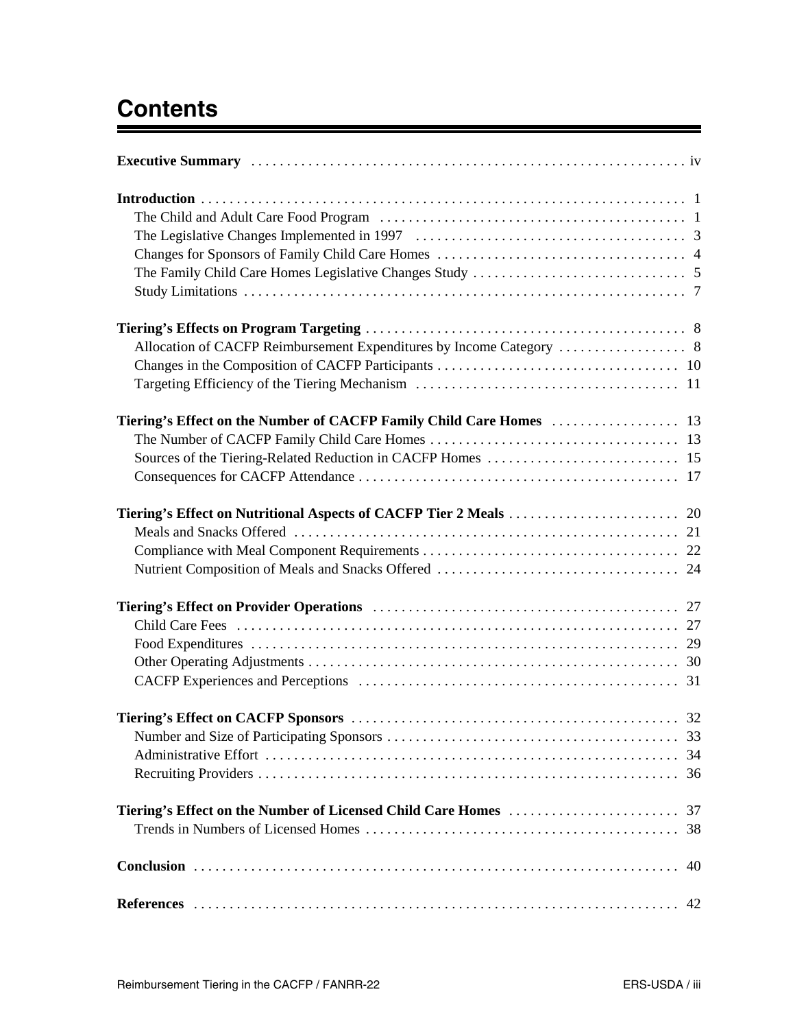# Contents

**Executive Summary** . . . . . . . . . . . . . . . . . . . . . . . . . . . . . . . . . . . . . . . . . . . . . . . . . . . . . . . . . . . . iv

**Introduction** . . . . . . . . . . . . . . . . . . . . . . . . . . . . . . . . . . . . . . . . . . . . . . . . . . . . . . . . . . . . . . . . . 1
- The Child and Adult Care Food Program . . . . . . . . . . . . . . . . . . . . . . . . . . . . . . . . . . . . . . . . . 1
- The Legislative Changes Implemented in 1997 . . . . . . . . . . . . . . . . . . . . . . . . . . . . . . . . . . . . 3
- Changes for Sponsors of Family Child Care Homes . . . . . . . . . . . . . . . . . . . . . . . . . . . . . . . . . 4
- The Family Child Care Homes Legislative Changes Study . . . . . . . . . . . . . . . . . . . . . . . . . . . . 5
- Study Limitations . . . . . . . . . . . . . . . . . . . . . . . . . . . . . . . . . . . . . . . . . . . . . . . . . . . . . . . . . . . . 7

**Tiering's Effects on Program Targeting** . . . . . . . . . . . . . . . . . . . . . . . . . . . . . . . . . . . . . . . . . . . . 8
- Allocation of CACFP Reimbursement Expenditures by Income Category . . . . . . . . . . . . . . . . . 8
- Changes in the Composition of CACFP Participants . . . . . . . . . . . . . . . . . . . . . . . . . . . . . . . . 10
- Targeting Efficiency of the Tiering Mechanism . . . . . . . . . . . . . . . . . . . . . . . . . . . . . . . . . . . . 11

**Tiering's Effect on the Number of CACFP Family Child Care Homes** . . . . . . . . . . . . . . . . . . 13
- The Number of CACFP Family Child Care Homes . . . . . . . . . . . . . . . . . . . . . . . . . . . . . . . . . . 13
- Sources of the Tiering-Related Reduction in CACFP Homes . . . . . . . . . . . . . . . . . . . . . . . . . . 15
- Consequences for CACFP Attendance . . . . . . . . . . . . . . . . . . . . . . . . . . . . . . . . . . . . . . . . . . . . 17

**Tiering's Effect on Nutritional Aspects of CACFP Tier 2 Meals** . . . . . . . . . . . . . . . . . . . . . . . 20
- Meals and Snacks Offered . . . . . . . . . . . . . . . . . . . . . . . . . . . . . . . . . . . . . . . . . . . . . . . . . . . . . 21
- Compliance with Meal Component Requirements . . . . . . . . . . . . . . . . . . . . . . . . . . . . . . . . . . . 22
- Nutrient Composition of Meals and Snacks Offered . . . . . . . . . . . . . . . . . . . . . . . . . . . . . . . . . 24

**Tiering's Effect on Provider Operations** . . . . . . . . . . . . . . . . . . . . . . . . . . . . . . . . . . . . . . . . . . 27
- Child Care Fees . . . . . . . . . . . . . . . . . . . . . . . . . . . . . . . . . . . . . . . . . . . . . . . . . . . . . . . . . . . . . 27
- Food Expenditures . . . . . . . . . . . . . . . . . . . . . . . . . . . . . . . . . . . . . . . . . . . . . . . . . . . . . . . . . . . 29
- Other Operating Adjustments . . . . . . . . . . . . . . . . . . . . . . . . . . . . . . . . . . . . . . . . . . . . . . . . . . . 30
- CACFP Experiences and Perceptions . . . . . . . . . . . . . . . . . . . . . . . . . . . . . . . . . . . . . . . . . . . . . 31

**Tiering's Effect on CACFP Sponsors** . . . . . . . . . . . . . . . . . . . . . . . . . . . . . . . . . . . . . . . . . . . . . 32
- Number and Size of Participating Sponsors . . . . . . . . . . . . . . . . . . . . . . . . . . . . . . . . . . . . . . . . 33
- Administrative Effort . . . . . . . . . . . . . . . . . . . . . . . . . . . . . . . . . . . . . . . . . . . . . . . . . . . . . . . . . 34
- Recruiting Providers . . . . . . . . . . . . . . . . . . . . . . . . . . . . . . . . . . . . . . . . . . . . . . . . . . . . . . . . . . 36

**Tiering's Effect on the Number of Licensed Child Care Homes** . . . . . . . . . . . . . . . . . . . . . . . 37
- Trends in Numbers of Licensed Homes . . . . . . . . . . . . . . . . . . . . . . . . . . . . . . . . . . . . . . . . . . . 38

**Conclusion** . . . . . . . . . . . . . . . . . . . . . . . . . . . . . . . . . . . . . . . . . . . . . . . . . . . . . . . . . . . . . . . . . 40

**References** . . . . . . . . . . . . . . . . . . . . . . . . . . . . . . . . . . . . . . . . . . . . . . . . . . . . . . . . . . . . . . . . . 42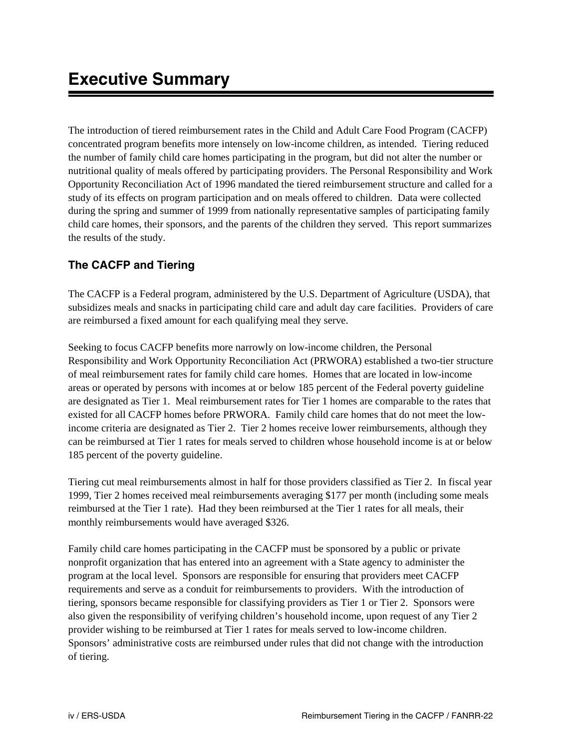# Executive Summary

The introduction of tiered reimbursement rates in the Child and Adult Care Food Program (CACFP) concentrated program benefits more intensely on low-income children, as intended. Tiering reduced the number of family child care homes participating in the program, but did not alter the number or nutritional quality of meals offered by participating providers. The Personal Responsibility and Work Opportunity Reconciliation Act of 1996 mandated the tiered reimbursement structure and called for a study of its effects on program participation and on meals offered to children. Data were collected during the spring and summer of 1999 from nationally representative samples of participating family child care homes, their sponsors, and the parents of the children they served. This report summarizes the results of the study.

## The CACFP and Tiering

The CACFP is a Federal program, administered by the U.S. Department of Agriculture (USDA), that subsidizes meals and snacks in participating child care and adult day care facilities. Providers of care are reimbursed a fixed amount for each qualifying meal they serve.

Seeking to focus CACFP benefits more narrowly on low-income children, the Personal Responsibility and Work Opportunity Reconciliation Act (PRWORA) established a two-tier structure of meal reimbursement rates for family child care homes. Homes that are located in low-income areas or operated by persons with incomes at or below 185 percent of the Federal poverty guideline are designated as Tier 1. Meal reimbursement rates for Tier 1 homes are comparable to the rates that existed for all CACFP homes before PRWORA. Family child care homes that do not meet the low-income criteria are designated as Tier 2. Tier 2 homes receive lower reimbursements, although they can be reimbursed at Tier 1 rates for meals served to children whose household income is at or below 185 percent of the poverty guideline.

Tiering cut meal reimbursements almost in half for those providers classified as Tier 2. In fiscal year 1999, Tier 2 homes received meal reimbursements averaging $177 per month (including some meals reimbursed at the Tier 1 rate). Had they been reimbursed at the Tier 1 rates for all meals, their monthly reimbursements would have averaged $326.

Family child care homes participating in the CACFP must be sponsored by a public or private nonprofit organization that has entered into an agreement with a State agency to administer the program at the local level. Sponsors are responsible for ensuring that providers meet CACFP requirements and serve as a conduit for reimbursements to providers. With the introduction of tiering, sponsors became responsible for classifying providers as Tier 1 or Tier 2. Sponsors were also given the responsibility of verifying children's household income, upon request of any Tier 2 provider wishing to be reimbursed at Tier 1 rates for meals served to low-income children. Sponsors' administrative costs are reimbursed under rules that did not change with the introduction of tiering.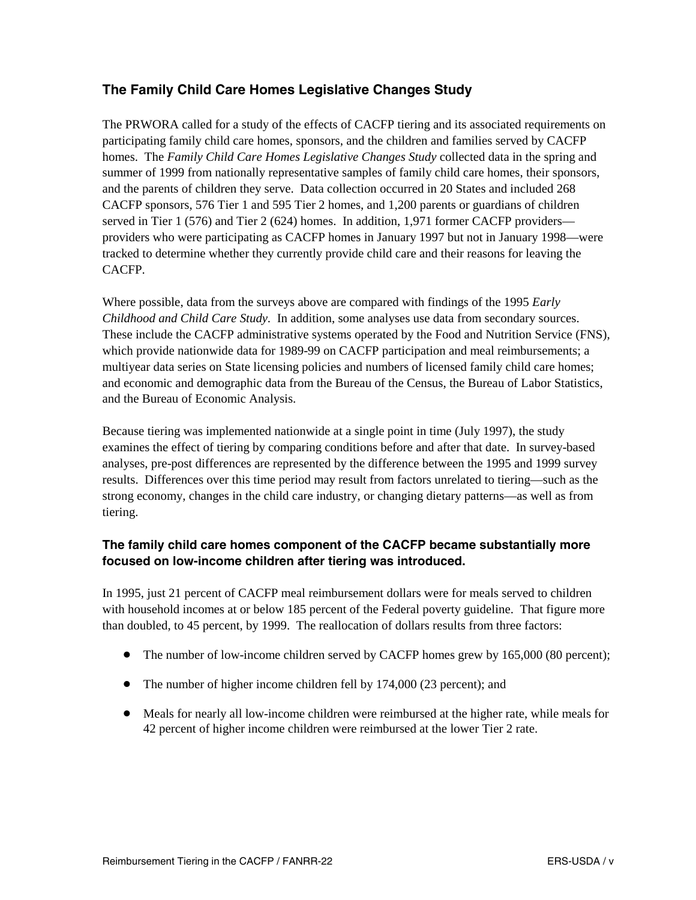## The Family Child Care Homes Legislative Changes Study

The PRWORA called for a study of the effects of CACFP tiering and its associated requirements on participating family child care homes, sponsors, and the children and families served by CACFP homes. The *Family Child Care Homes Legislative Changes Study* collected data in the spring and summer of 1999 from nationally representative samples of family child care homes, their sponsors, and the parents of children they serve. Data collection occurred in 20 States and included 268 CACFP sponsors, 576 Tier 1 and 595 Tier 2 homes, and 1,200 parents or guardians of children served in Tier 1 (576) and Tier 2 (624) homes. In addition, 1,971 former CACFP providers—providers who were participating as CACFP homes in January 1997 but not in January 1998—were tracked to determine whether they currently provide child care and their reasons for leaving the CACFP.

Where possible, data from the surveys above are compared with findings of the 1995 *Early Childhood and Child Care Study*. In addition, some analyses use data from secondary sources. These include the CACFP administrative systems operated by the Food and Nutrition Service (FNS), which provide nationwide data for 1989-99 on CACFP participation and meal reimbursements; a multiyear data series on State licensing policies and numbers of licensed family child care homes; and economic and demographic data from the Bureau of the Census, the Bureau of Labor Statistics, and the Bureau of Economic Analysis.

Because tiering was implemented nationwide at a single point in time (July 1997), the study examines the effect of tiering by comparing conditions before and after that date. In survey-based analyses, pre-post differences are represented by the difference between the 1995 and 1999 survey results. Differences over this time period may result from factors unrelated to tiering—such as the strong economy, changes in the child care industry, or changing dietary patterns—as well as from tiering.

### The family child care homes component of the CACFP became substantially more focused on low-income children after tiering was introduced.

In 1995, just 21 percent of CACFP meal reimbursement dollars were for meals served to children with household incomes at or below 185 percent of the Federal poverty guideline. That figure more than doubled, to 45 percent, by 1999. The reallocation of dollars results from three factors:

- The number of low-income children served by CACFP homes grew by 165,000 (80 percent);
- The number of higher income children fell by 174,000 (23 percent); and
- Meals for nearly all low-income children were reimbursed at the higher rate, while meals for 42 percent of higher income children were reimbursed at the lower Tier 2 rate.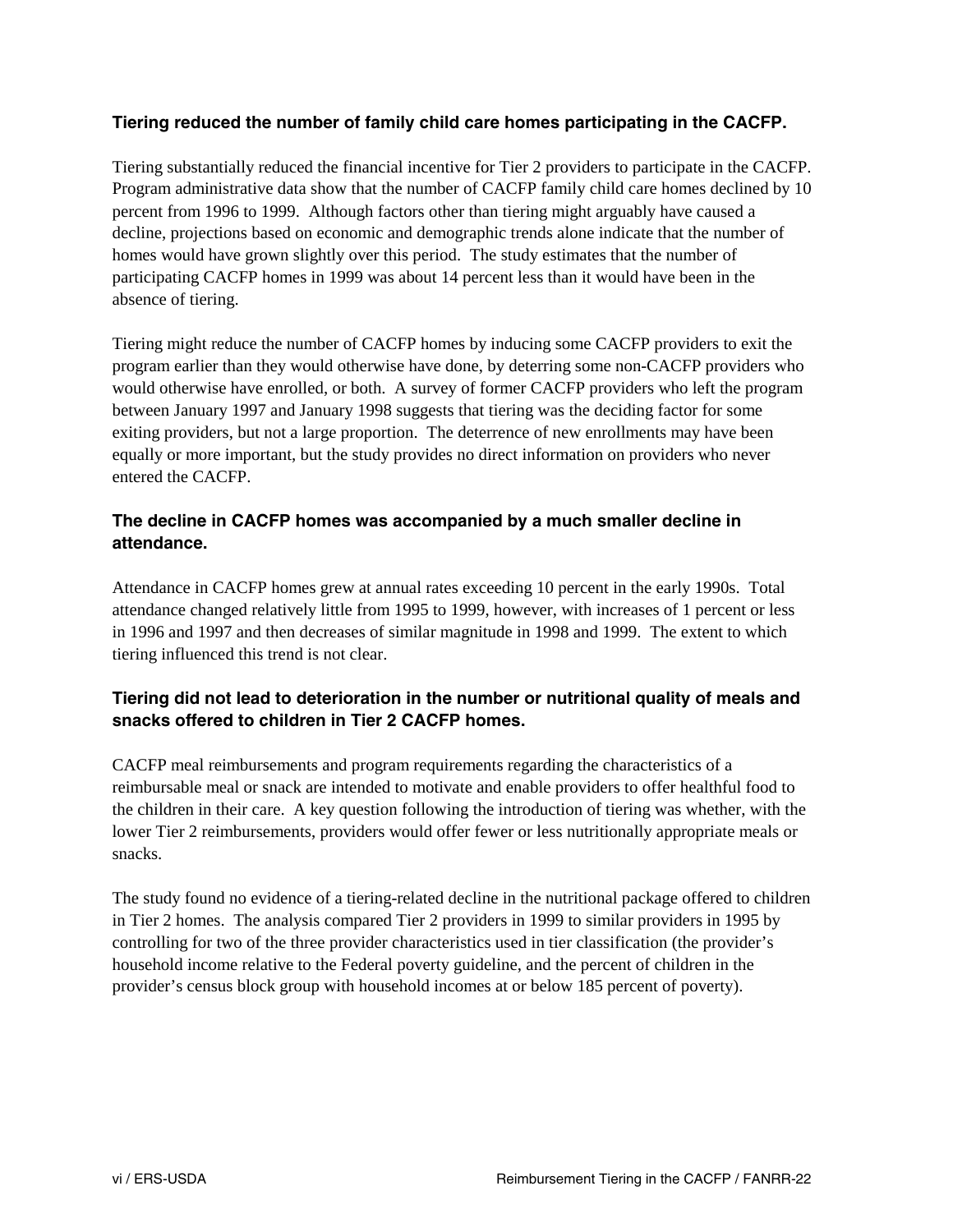### Tiering reduced the number of family child care homes participating in the CACFP.

Tiering substantially reduced the financial incentive for Tier 2 providers to participate in the CACFP. Program administrative data show that the number of CACFP family child care homes declined by 10 percent from 1996 to 1999. Although factors other than tiering might arguably have caused a decline, projections based on economic and demographic trends alone indicate that the number of homes would have grown slightly over this period. The study estimates that the number of participating CACFP homes in 1999 was about 14 percent less than it would have been in the absence of tiering.

Tiering might reduce the number of CACFP homes by inducing some CACFP providers to exit the program earlier than they would otherwise have done, by deterring some non-CACFP providers who would otherwise have enrolled, or both. A survey of former CACFP providers who left the program between January 1997 and January 1998 suggests that tiering was the deciding factor for some exiting providers, but not a large proportion. The deterrence of new enrollments may have been equally or more important, but the study provides no direct information on providers who never entered the CACFP.

### The decline in CACFP homes was accompanied by a much smaller decline in attendance.

Attendance in CACFP homes grew at annual rates exceeding 10 percent in the early 1990s. Total attendance changed relatively little from 1995 to 1999, however, with increases of 1 percent or less in 1996 and 1997 and then decreases of similar magnitude in 1998 and 1999. The extent to which tiering influenced this trend is not clear.

### Tiering did not lead to deterioration in the number or nutritional quality of meals and snacks offered to children in Tier 2 CACFP homes.

CACFP meal reimbursements and program requirements regarding the characteristics of a reimbursable meal or snack are intended to motivate and enable providers to offer healthful food to the children in their care. A key question following the introduction of tiering was whether, with the lower Tier 2 reimbursements, providers would offer fewer or less nutritionally appropriate meals or snacks.

The study found no evidence of a tiering-related decline in the nutritional package offered to children in Tier 2 homes. The analysis compared Tier 2 providers in 1999 to similar providers in 1995 by controlling for two of the three provider characteristics used in tier classification (the provider's household income relative to the Federal poverty guideline, and the percent of children in the provider's census block group with household incomes at or below 185 percent of poverty).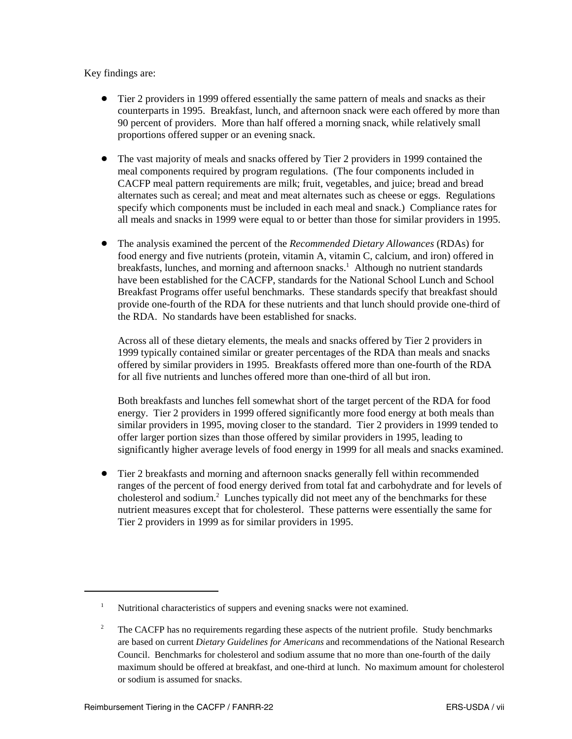Key findings are:

- Tier 2 providers in 1999 offered essentially the same pattern of meals and snacks as their counterparts in 1995. Breakfast, lunch, and afternoon snack were each offered by more than 90 percent of providers. More than half offered a morning snack, while relatively small proportions offered supper or an evening snack.

- The vast majority of meals and snacks offered by Tier 2 providers in 1999 contained the meal components required by program regulations. (The four components included in CACFP meal pattern requirements are milk; fruit, vegetables, and juice; bread and bread alternates such as cereal; and meat and meat alternates such as cheese or eggs. Regulations specify which components must be included in each meal and snack.) Compliance rates for all meals and snacks in 1999 were equal to or better than those for similar providers in 1995.

- The analysis examined the percent of the *Recommended Dietary Allowances* (RDAs) for food energy and five nutrients (protein, vitamin A, vitamin C, calcium, and iron) offered in breakfasts, lunches, and morning and afternoon snacks.[1] Although no nutrient standards have been established for the CACFP, standards for the National School Lunch and School Breakfast Programs offer useful benchmarks. These standards specify that breakfast should provide one-fourth of the RDA for these nutrients and that lunch should provide one-third of the RDA. No standards have been established for snacks.

  Across all of these dietary elements, the meals and snacks offered by Tier 2 providers in 1999 typically contained similar or greater percentages of the RDA than meals and snacks offered by similar providers in 1995. Breakfasts offered more than one-fourth of the RDA for all five nutrients and lunches offered more than one-third of all but iron.

  Both breakfasts and lunches fell somewhat short of the target percent of the RDA for food energy. Tier 2 providers in 1999 offered significantly more food energy at both meals than similar providers in 1995, moving closer to the standard. Tier 2 providers in 1999 tended to offer larger portion sizes than those offered by similar providers in 1995, leading to significantly higher average levels of food energy in 1999 for all meals and snacks examined.

- Tier 2 breakfasts and morning and afternoon snacks generally fell within recommended ranges of the percent of food energy derived from total fat and carbohydrate and for levels of cholesterol and sodium.[2] Lunches typically did not meet any of the benchmarks for these nutrient measures except that for cholesterol. These patterns were essentially the same for Tier 2 providers in 1999 as for similar providers in 1995.

---

[1] Nutritional characteristics of suppers and evening snacks were not examined.

[2] The CACFP has no requirements regarding these aspects of the nutrient profile. Study benchmarks are based on current *Dietary Guidelines for Americans* and recommendations of the National Research Council. Benchmarks for cholesterol and sodium assume that no more than one-fourth of the daily maximum should be offered at breakfast, and one-third at lunch. No maximum amount for cholesterol or sodium is assumed for snacks.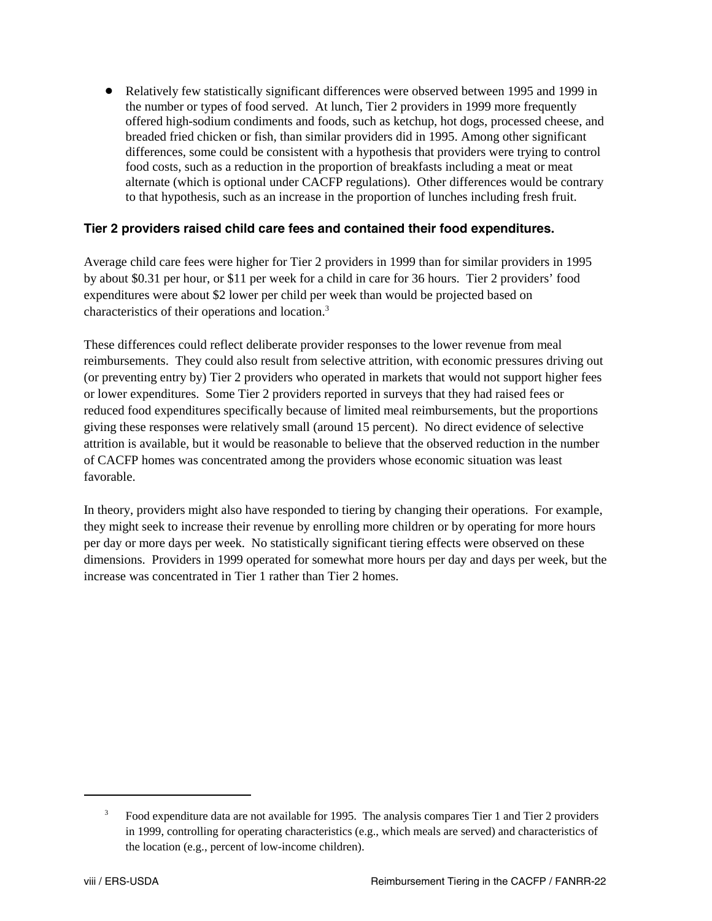- Relatively few statistically significant differences were observed between 1995 and 1999 in the number or types of food served. At lunch, Tier 2 providers in 1999 more frequently offered high-sodium condiments and foods, such as ketchup, hot dogs, processed cheese, and breaded fried chicken or fish, than similar providers did in 1995. Among other significant differences, some could be consistent with a hypothesis that providers were trying to control food costs, such as a reduction in the proportion of breakfasts including a meat or meat alternate (which is optional under CACFP regulations). Other differences would be contrary to that hypothesis, such as an increase in the proportion of lunches including fresh fruit.

### Tier 2 providers raised child care fees and contained their food expenditures.

Average child care fees were higher for Tier 2 providers in 1999 than for similar providers in 1995 by about $0.31 per hour, or $11 per week for a child in care for 36 hours. Tier 2 providers' food expenditures were about $2 lower per child per week than would be projected based on characteristics of their operations and location.[3]

These differences could reflect deliberate provider responses to the lower revenue from meal reimbursements. They could also result from selective attrition, with economic pressures driving out (or preventing entry by) Tier 2 providers who operated in markets that would not support higher fees or lower expenditures. Some Tier 2 providers reported in surveys that they had raised fees or reduced food expenditures specifically because of limited meal reimbursements, but the proportions giving these responses were relatively small (around 15 percent). No direct evidence of selective attrition is available, but it would be reasonable to believe that the observed reduction in the number of CACFP homes was concentrated among the providers whose economic situation was least favorable.

In theory, providers might also have responded to tiering by changing their operations. For example, they might seek to increase their revenue by enrolling more children or by operating for more hours per day or more days per week. No statistically significant tiering effects were observed on these dimensions. Providers in 1999 operated for somewhat more hours per day and days per week, but the increase was concentrated in Tier 1 rather than Tier 2 homes.

---

[3] Food expenditure data are not available for 1995. The analysis compares Tier 1 and Tier 2 providers in 1999, controlling for operating characteristics (e.g., which meals are served) and characteristics of the location (e.g., percent of low-income children).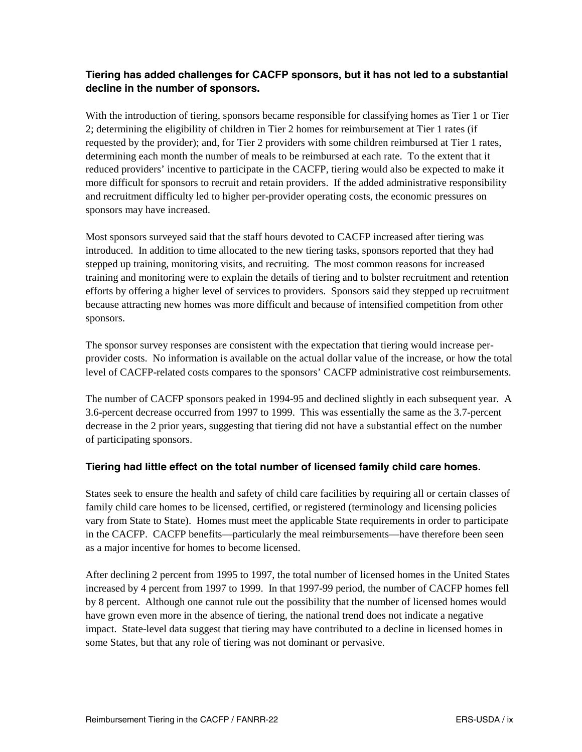### Tiering has added challenges for CACFP sponsors, but it has not led to a substantial decline in the number of sponsors.

With the introduction of tiering, sponsors became responsible for classifying homes as Tier 1 or Tier 2; determining the eligibility of children in Tier 2 homes for reimbursement at Tier 1 rates (if requested by the provider); and, for Tier 2 providers with some children reimbursed at Tier 1 rates, determining each month the number of meals to be reimbursed at each rate. To the extent that it reduced providers' incentive to participate in the CACFP, tiering would also be expected to make it more difficult for sponsors to recruit and retain providers. If the added administrative responsibility and recruitment difficulty led to higher per-provider operating costs, the economic pressures on sponsors may have increased.

Most sponsors surveyed said that the staff hours devoted to CACFP increased after tiering was introduced. In addition to time allocated to the new tiering tasks, sponsors reported that they had stepped up training, monitoring visits, and recruiting. The most common reasons for increased training and monitoring were to explain the details of tiering and to bolster recruitment and retention efforts by offering a higher level of services to providers. Sponsors said they stepped up recruitment because attracting new homes was more difficult and because of intensified competition from other sponsors.

The sponsor survey responses are consistent with the expectation that tiering would increase per-provider costs. No information is available on the actual dollar value of the increase, or how the total level of CACFP-related costs compares to the sponsors' CACFP administrative cost reimbursements.

The number of CACFP sponsors peaked in 1994-95 and declined slightly in each subsequent year. A 3.6-percent decrease occurred from 1997 to 1999. This was essentially the same as the 3.7-percent decrease in the 2 prior years, suggesting that tiering did not have a substantial effect on the number of participating sponsors.

### Tiering had little effect on the total number of licensed family child care homes.

States seek to ensure the health and safety of child care facilities by requiring all or certain classes of family child care homes to be licensed, certified, or registered (terminology and licensing policies vary from State to State). Homes must meet the applicable State requirements in order to participate in the CACFP. CACFP benefits—particularly the meal reimbursements—have therefore been seen as a major incentive for homes to become licensed.

After declining 2 percent from 1995 to 1997, the total number of licensed homes in the United States increased by 4 percent from 1997 to 1999. In that 1997-99 period, the number of CACFP homes fell by 8 percent. Although one cannot rule out the possibility that the number of licensed homes would have grown even more in the absence of tiering, the national trend does not indicate a negative impact. State-level data suggest that tiering may have contributed to a decline in licensed homes in some States, but that any role of tiering was not dominant or pervasive.